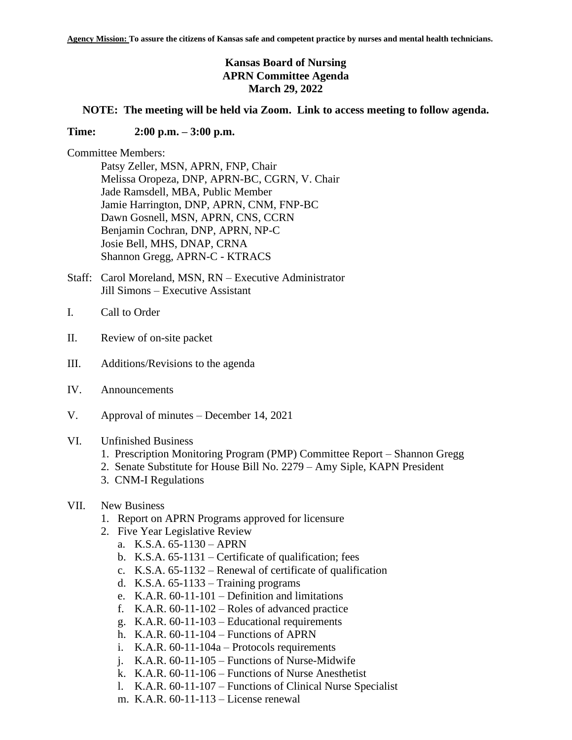**Agency Mission:** **To assure the citizens of Kansas safe and competent practice by nurses and mental health technicians.**

# Kansas Board of Nursing
## APRN Committee Agenda
## March 29, 2022

**NOTE: The meeting will be held via Zoom. Link to access meeting to follow agenda.**

**Time: 2:00 p.m. – 3:00 p.m.**

Committee Members:

Patsy Zeller, MSN, APRN, FNP, Chair
Melissa Oropeza, DNP, APRN-BC, CGRN, V. Chair
Jade Ramsdell, MBA, Public Member
Jamie Harrington, DNP, APRN, CNM, FNP-BC
Dawn Gosnell, MSN, APRN, CNS, CCRN
Benjamin Cochran, DNP, APRN, NP-C
Josie Bell, MHS, DNAP, CRNA
Shannon Gregg, APRN-C - KTRACS

Staff: Carol Moreland, MSN, RN – Executive Administrator
Jill Simons – Executive Assistant

I. Call to Order

II. Review of on-site packet

III. Additions/Revisions to the agenda

IV. Announcements

V. Approval of minutes – December 14, 2021

VI. Unfinished Business
  1. Prescription Monitoring Program (PMP) Committee Report – Shannon Gregg
  2. Senate Substitute for House Bill No. 2279 – Amy Siple, KAPN President
  3. CNM-I Regulations

VII. New Business
  1. Report on APRN Programs approved for licensure
  2. Five Year Legislative Review
     a. K.S.A. 65-1130 – APRN
     b. K.S.A. 65-1131 – Certificate of qualification; fees
     c. K.S.A. 65-1132 – Renewal of certificate of qualification
     d. K.S.A. 65-1133 – Training programs
     e. K.A.R. 60-11-101 – Definition and limitations
     f. K.A.R. 60-11-102 – Roles of advanced practice
     g. K.A.R. 60-11-103 – Educational requirements
     h. K.A.R. 60-11-104 – Functions of APRN
     i. K.A.R. 60-11-104a – Protocols requirements
     j. K.A.R. 60-11-105 – Functions of Nurse-Midwife
     k. K.A.R. 60-11-106 – Functions of Nurse Anesthetist
     l. K.A.R. 60-11-107 – Functions of Clinical Nurse Specialist
     m. K.A.R. 60-11-113 – License renewal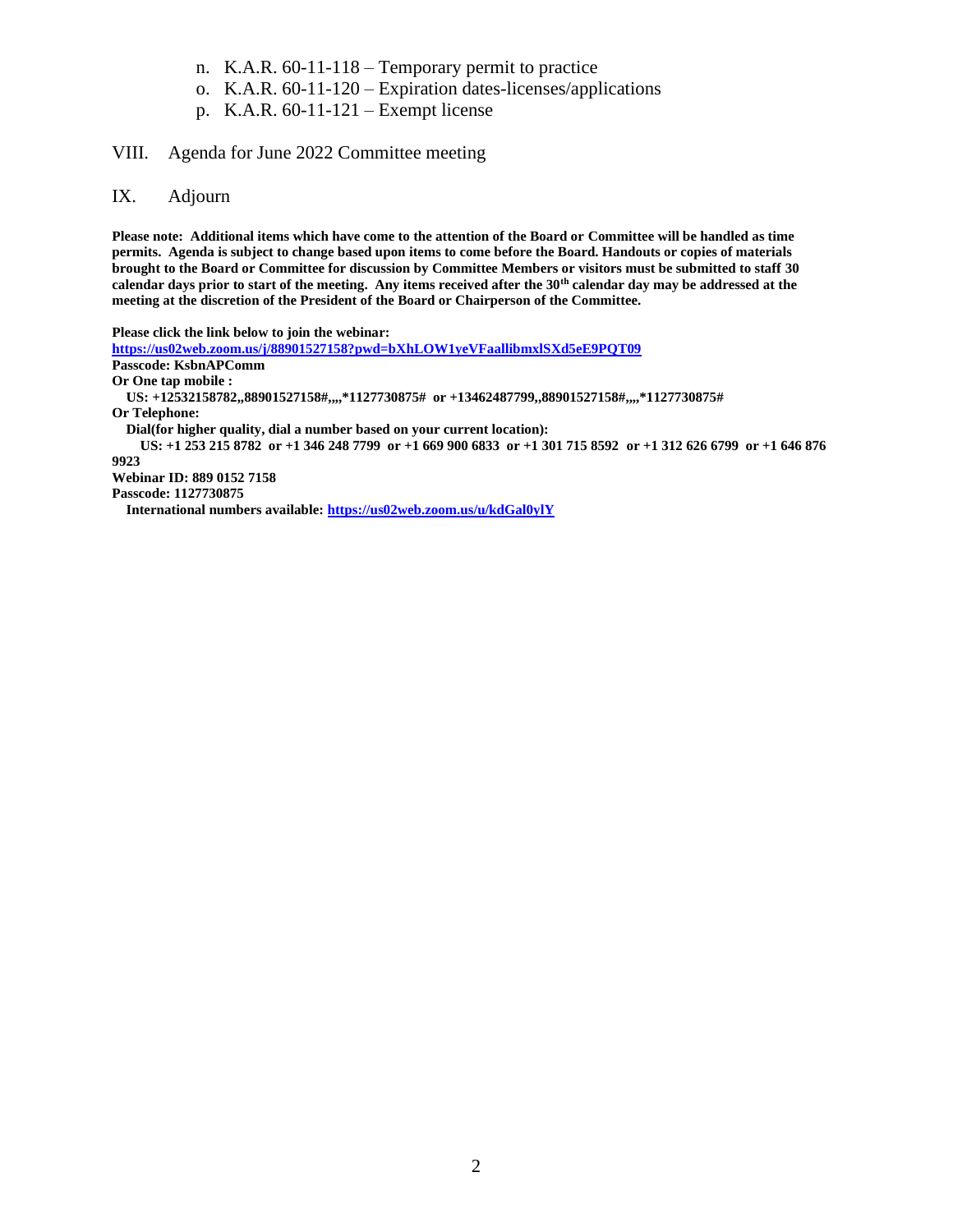n. K.A.R. 60-11-118 – Temporary permit to practice
o. K.A.R. 60-11-120 – Expiration dates-licenses/applications
p. K.A.R. 60-11-121 – Exempt license

VIII. Agenda for June 2022 Committee meeting

IX. Adjourn

**Please note: Additional items which have come to the attention of the Board or Committee will be handled as time permits. Agenda is subject to change based upon items to come before the Board. Handouts or copies of materials brought to the Board or Committee for discussion by Committee Members or visitors must be submitted to staff 30 calendar days prior to start of the meeting. Any items received after the 30th calendar day may be addressed at the meeting at the discretion of the President of the Board or Chairperson of the Committee.**

**Please click the link below to join the webinar:**
**https://us02web.zoom.us/j/88901527158?pwd=bXhLOW1yeVFaallibmxlSXd5eE9PQT09**
**Passcode: KsbnAPComm**
**Or One tap mobile :**
**US: +12532158782,,88901527158#,,,,*1127730875# or +13462487799,,88901527158#,,,,*1127730875#**
**Or Telephone:**
**Dial(for higher quality, dial a number based on your current location):**
**US: +1 253 215 8782 or +1 346 248 7799 or +1 669 900 6833 or +1 301 715 8592 or +1 312 626 6799 or +1 646 876 9923**
**Webinar ID: 889 0152 7158**
**Passcode: 1127730875**
**International numbers available: https://us02web.zoom.us/u/kdGal0ylY**